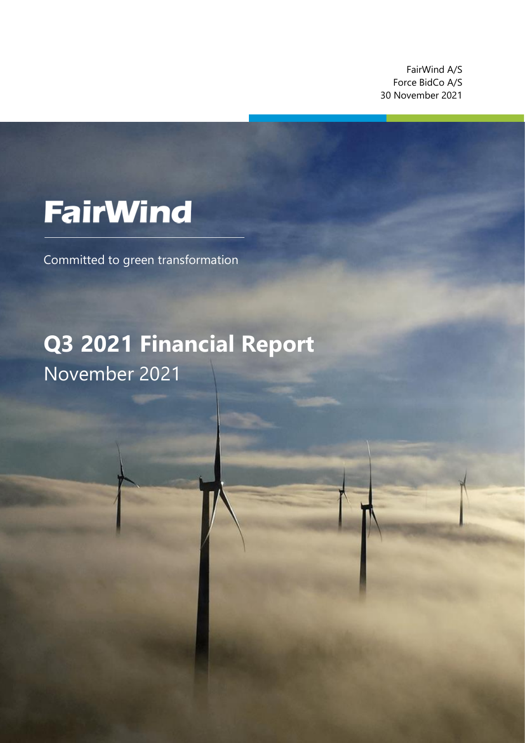FairWind A/S
Force BidCo A/S
30 November 2021

# FairWind

Committed to green transformation

# Q3 2021 Financial Report

November 2021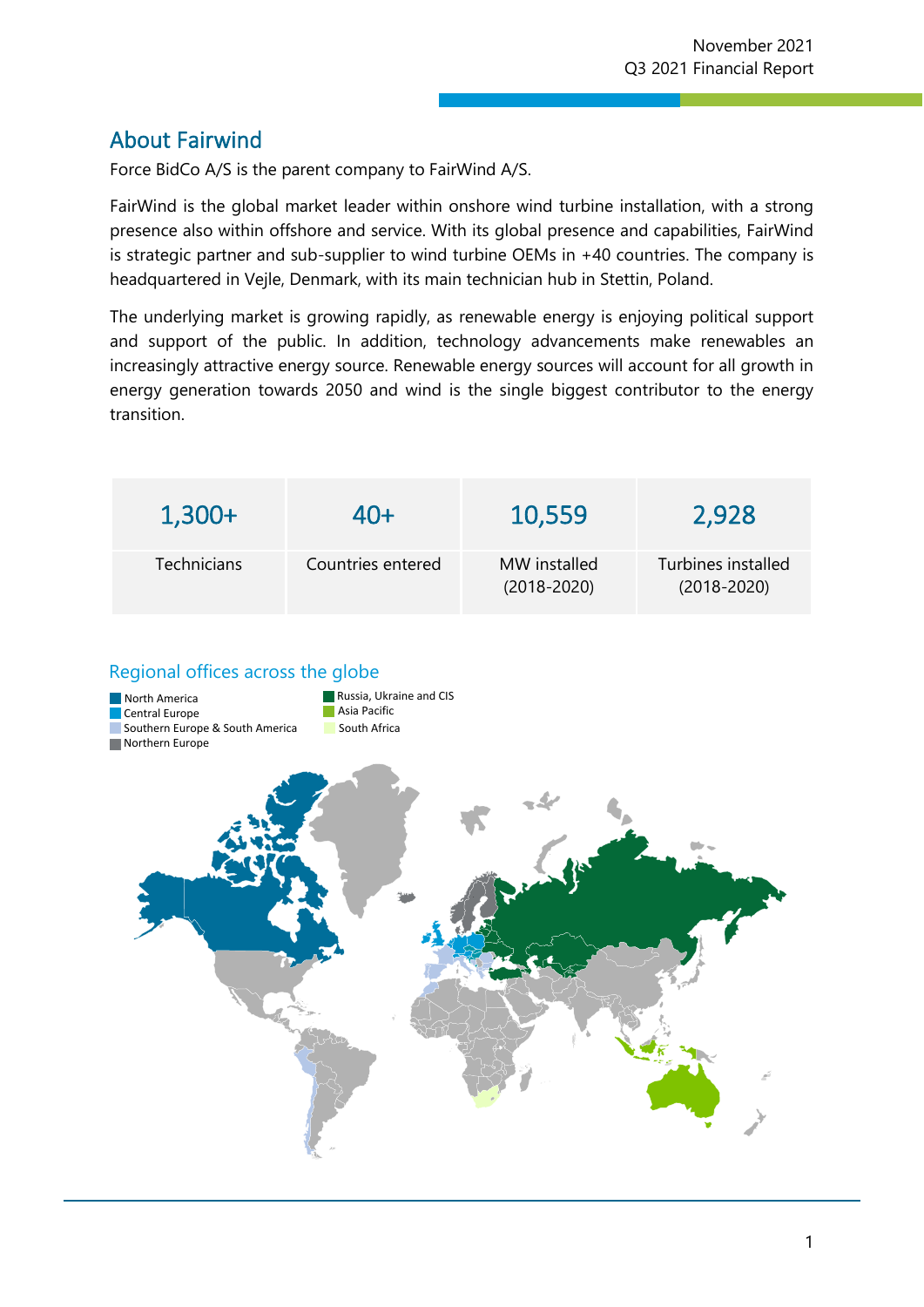## About Fairwind

Force BidCo A/S is the parent company to FairWind A/S.

FairWind is the global market leader within onshore wind turbine installation, with a strong presence also within offshore and service. With its global presence and capabilities, FairWind is strategic partner and sub-supplier to wind turbine OEMs in +40 countries. The company is headquartered in Vejle, Denmark, with its main technician hub in Stettin, Poland.

The underlying market is growing rapidly, as renewable energy is enjoying political support and support of the public. In addition, technology advancements make renewables an increasingly attractive energy source. Renewable energy sources will account for all growth in energy generation towards 2050 and wind is the single biggest contributor to the energy transition.

| 1,300+ | 40+ | 10,559 | 2,928 |
|---|---|---|---|
| Technicians | Countries entered | MW installed (2018-2020) | Turbines installed (2018-2020) |

### Regional offices across the globe

- North America
- Central Europe
- Southern Europe & South America
- Northern Europe
- Russia, Ukraine and CIS
- Asia Pacific
- South Africa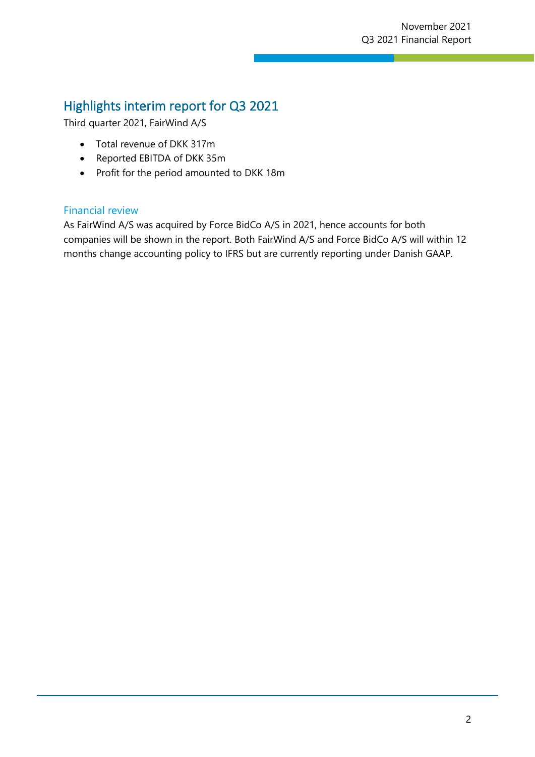## Highlights interim report for Q3 2021

Third quarter 2021, FairWind A/S

- Total revenue of DKK 317m
- Reported EBITDA of DKK 35m
- Profit for the period amounted to DKK 18m

### Financial review

As FairWind A/S was acquired by Force BidCo A/S in 2021, hence accounts for both companies will be shown in the report. Both FairWind A/S and Force BidCo A/S will within 12 months change accounting policy to IFRS but are currently reporting under Danish GAAP.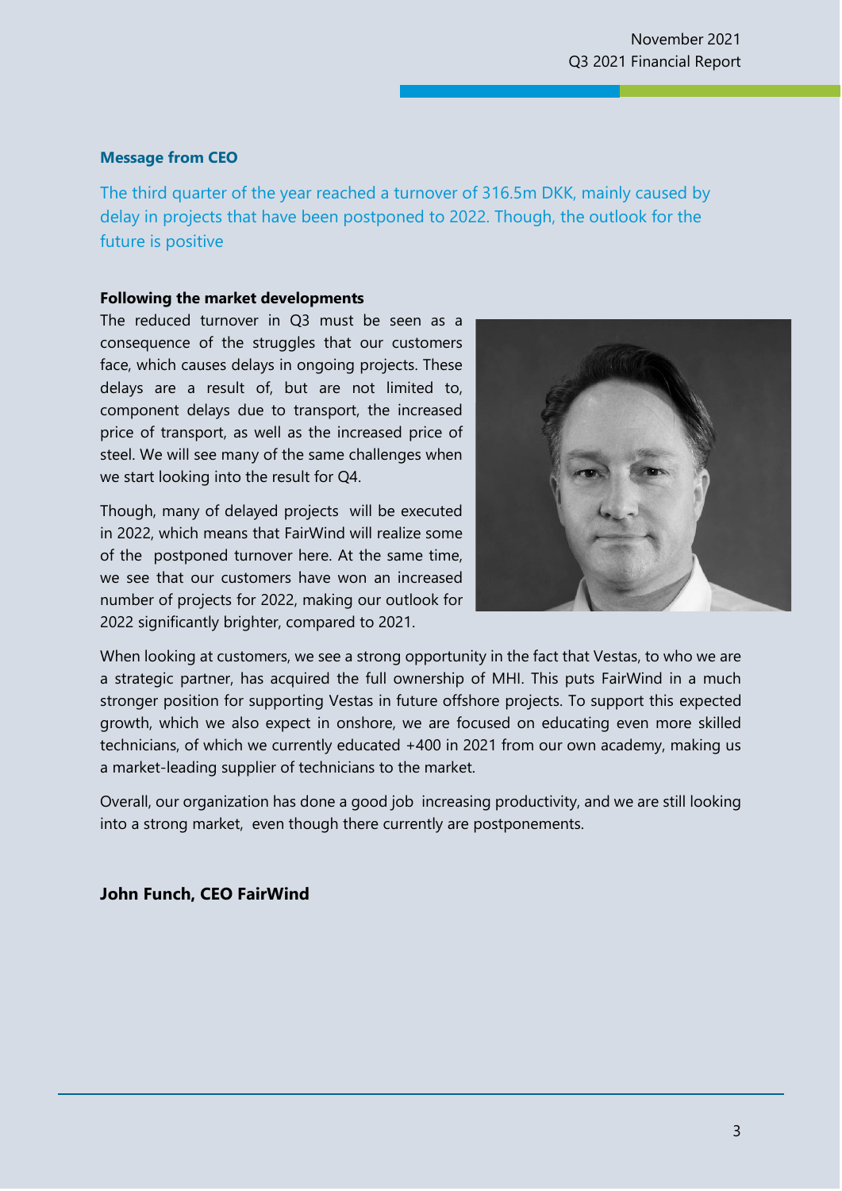## Message from CEO

The third quarter of the year reached a turnover of 316.5m DKK, mainly caused by delay in projects that have been postponed to 2022. Though, the outlook for the future is positive

**Following the market developments**

The reduced turnover in Q3 must be seen as a consequence of the struggles that our customers face, which causes delays in ongoing projects. These delays are a result of, but are not limited to, component delays due to transport, the increased price of transport, as well as the increased price of steel. We will see many of the same challenges when we start looking into the result for Q4.

Though, many of delayed projects will be executed in 2022, which means that FairWind will realize some of the postponed turnover here. At the same time, we see that our customers have won an increased number of projects for 2022, making our outlook for 2022 significantly brighter, compared to 2021.

When looking at customers, we see a strong opportunity in the fact that Vestas, to who we are a strategic partner, has acquired the full ownership of MHI. This puts FairWind in a much stronger position for supporting Vestas in future offshore projects. To support this expected growth, which we also expect in onshore, we are focused on educating even more skilled technicians, of which we currently educated +400 in 2021 from our own academy, making us a market-leading supplier of technicians to the market.

Overall, our organization has done a good job increasing productivity, and we are still looking into a strong market, even though there currently are postponements.

**John Funch, CEO FairWind**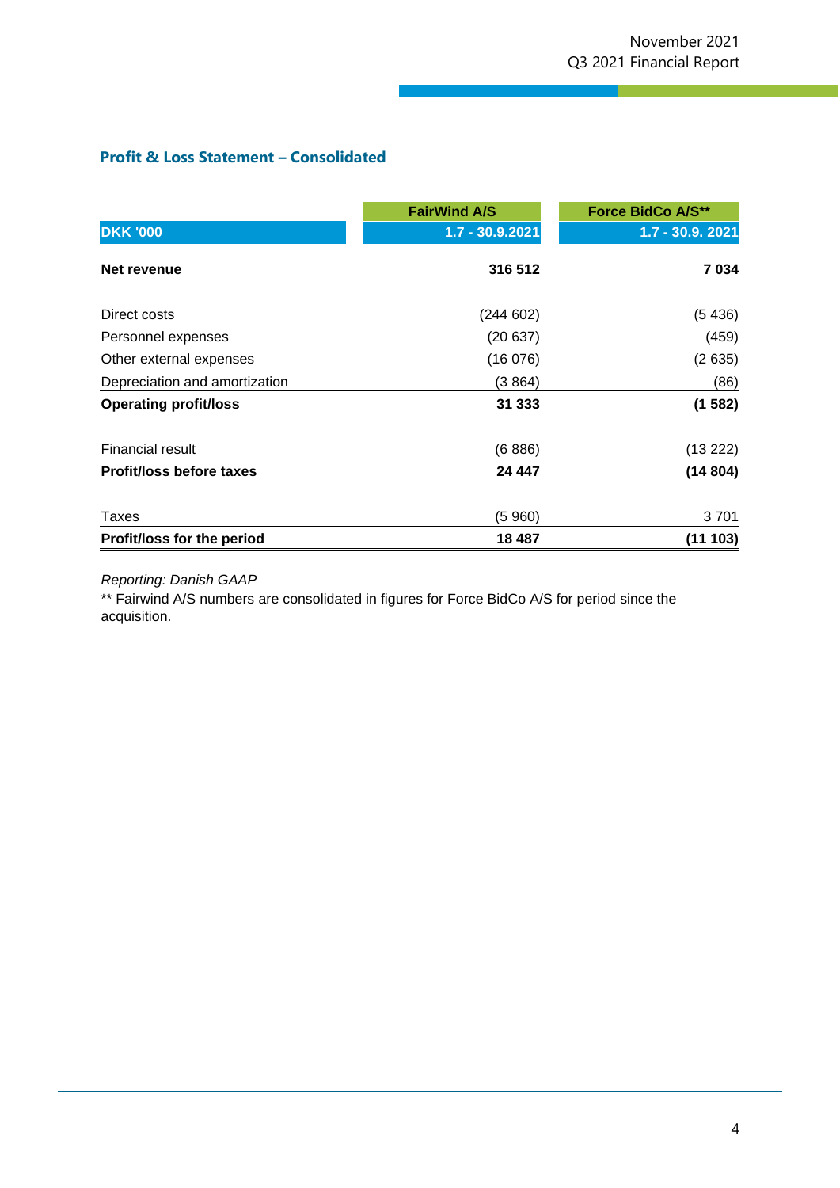## Profit & Loss Statement – Consolidated

| DKK '000 | FairWind A/S<br>1.7 - 30.9.2021 | Force BidCo A/S**<br>1.7 - 30.9. 2021 |
|---|---|---|
| **Net revenue** | **316 512** | **7 034** |
| Direct costs | (244 602) | (5 436) |
| Personnel expenses | (20 637) | (459) |
| Other external expenses | (16 076) | (2 635) |
| Depreciation and amortization | (3 864) | (86) |
| **Operating profit/loss** | **31 333** | **(1 582)** |
| Financial result | (6 886) | (13 222) |
| **Profit/loss before taxes** | **24 447** | **(14 804)** |
| Taxes | (5 960) | 3 701 |
| **Profit/loss for the period** | **18 487** | **(11 103)** |

*Reporting: Danish GAAP*

** Fairwind A/S numbers are consolidated in figures for Force BidCo A/S for period since the acquisition.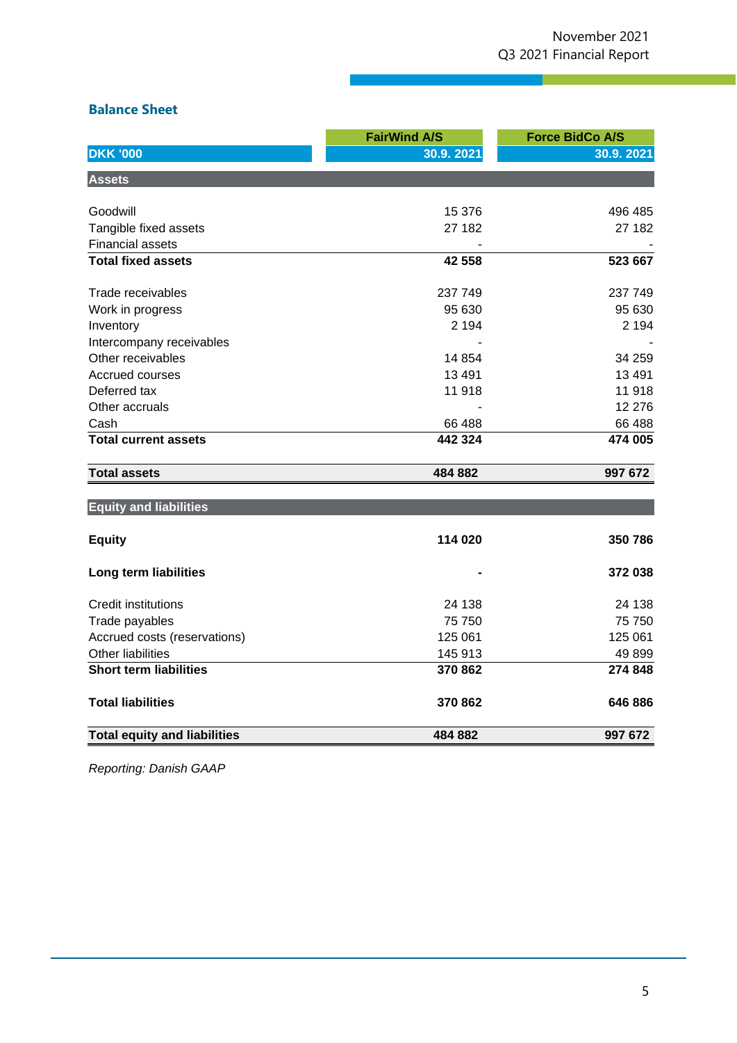## Balance Sheet

| DKK '000 | FairWind A/S 30.9. 2021 | Force BidCo A/S 30.9. 2021 |
|---|---|---|
| **Assets** | | |
| Goodwill | 15 376 | 496 485 |
| Tangible fixed assets | 27 182 | 27 182 |
| Financial assets | - | - |
| **Total fixed assets** | **42 558** | **523 667** |
| Trade receivables | 237 749 | 237 749 |
| Work in progress | 95 630 | 95 630 |
| Inventory | 2 194 | 2 194 |
| Intercompany receivables | - | - |
| Other receivables | 14 854 | 34 259 |
| Accrued courses | 13 491 | 13 491 |
| Deferred tax | 11 918 | 11 918 |
| Other accruals | - | 12 276 |
| Cash | 66 488 | 66 488 |
| **Total current assets** | **442 324** | **474 005** |
| **Total assets** | **484 882** | **997 672** |
| **Equity and liabilities** | | |
| **Equity** | **114 020** | **350 786** |
| **Long term liabilities** | **-** | **372 038** |
| Credit institutions | 24 138 | 24 138 |
| Trade payables | 75 750 | 75 750 |
| Accrued costs (reservations) | 125 061 | 125 061 |
| Other liabilities | 145 913 | 49 899 |
| **Short term liabilities** | **370 862** | **274 848** |
| **Total liabilities** | **370 862** | **646 886** |
| **Total equity and liabilities** | **484 882** | **997 672** |

*Reporting: Danish GAAP*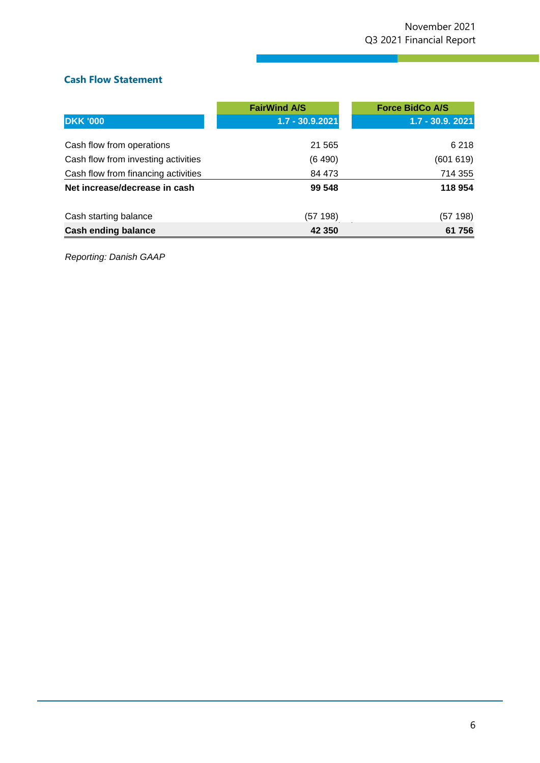## Cash Flow Statement

| | FairWind A/S | Force BidCo A/S |
|---|---|---|
| DKK '000 | 1.7 - 30.9.2021 | 1.7 - 30.9. 2021 |
| Cash flow from operations | 21 565 | 6 218 |
| Cash flow from investing activities | (6 490) | (601 619) |
| Cash flow from financing activities | 84 473 | 714 355 |
| **Net increase/decrease in cash** | **99 548** | **118 954** |
| Cash starting balance | (57 198) | (57 198) |
| **Cash ending balance** | **42 350** | **61 756** |

*Reporting: Danish GAAP*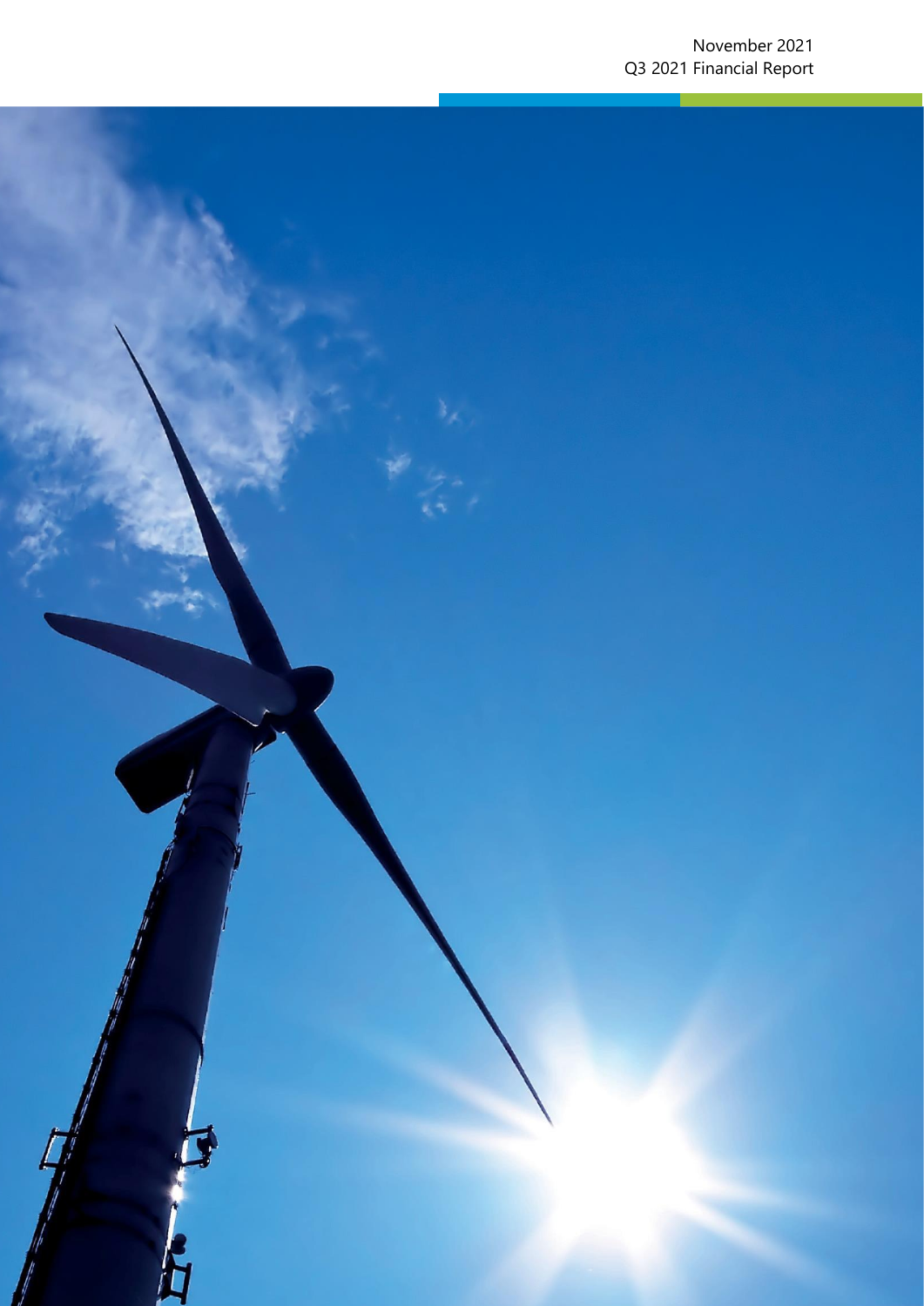November 2021
Q3 2021 Financial Report